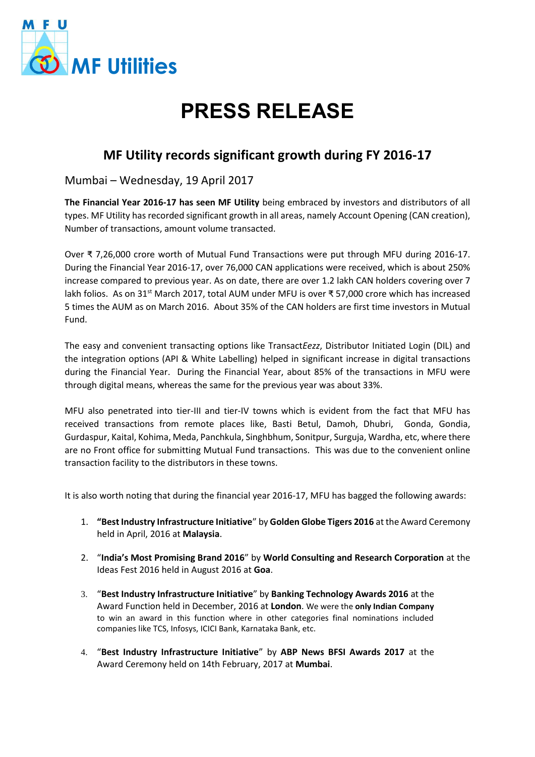MF Utilities

# PRESS RELEASE

## MF Utility records significant growth during FY 2016-17

Mumbai – Wednesday, 19 April 2017

**The Financial Year 2016-17 has seen MF Utility** being embraced by investors and distributors of all types. MF Utility has recorded significant growth in all areas, namely Account Opening (CAN creation), Number of transactions, amount volume transacted.

Over ₹ 7,26,000 crore worth of Mutual Fund Transactions were put through MFU during 2016-17. During the Financial Year 2016-17, over 76,000 CAN applications were received, which is about 250% increase compared to previous year. As on date, there are over 1.2 lakh CAN holders covering over 7 lakh folios. As on 31st March 2017, total AUM under MFU is over ₹ 57,000 crore which has increased 5 times the AUM as on March 2016. About 35% of the CAN holders are first time investors in Mutual Fund.

The easy and convenient transacting options like Transact*Eezz*, Distributor Initiated Login (DIL) and the integration options (API & White Labelling) helped in significant increase in digital transactions during the Financial Year. During the Financial Year, about 85% of the transactions in MFU were through digital means, whereas the same for the previous year was about 33%.

MFU also penetrated into tier-III and tier-IV towns which is evident from the fact that MFU has received transactions from remote places like, Basti Betul, Damoh, Dhubri, Gonda, Gondia, Gurdaspur, Kaital, Kohima, Meda, Panchkula, Singhbhum, Sonitpur, Surguja, Wardha, etc, where there are no Front office for submitting Mutual Fund transactions. This was due to the convenient online transaction facility to the distributors in these towns.

It is also worth noting that during the financial year 2016-17, MFU has bagged the following awards:

1. **"Best Industry Infrastructure Initiative**" by **Golden Globe Tigers 2016** at the Award Ceremony held in April, 2016 at **Malaysia**.
2. "**India's Most Promising Brand 2016**" by **World Consulting and Research Corporation** at the Ideas Fest 2016 held in August 2016 at **Goa**.
3. "**Best Industry Infrastructure Initiative**" by **Banking Technology Awards 2016** at the Award Function held in December, 2016 at **London**. We were the **only Indian Company** to win an award in this function where in other categories final nominations included companies like TCS, Infosys, ICICI Bank, Karnataka Bank, etc.
4. "**Best Industry Infrastructure Initiative**" by **ABP News BFSI Awards 2017** at the Award Ceremony held on 14th February, 2017 at **Mumbai**.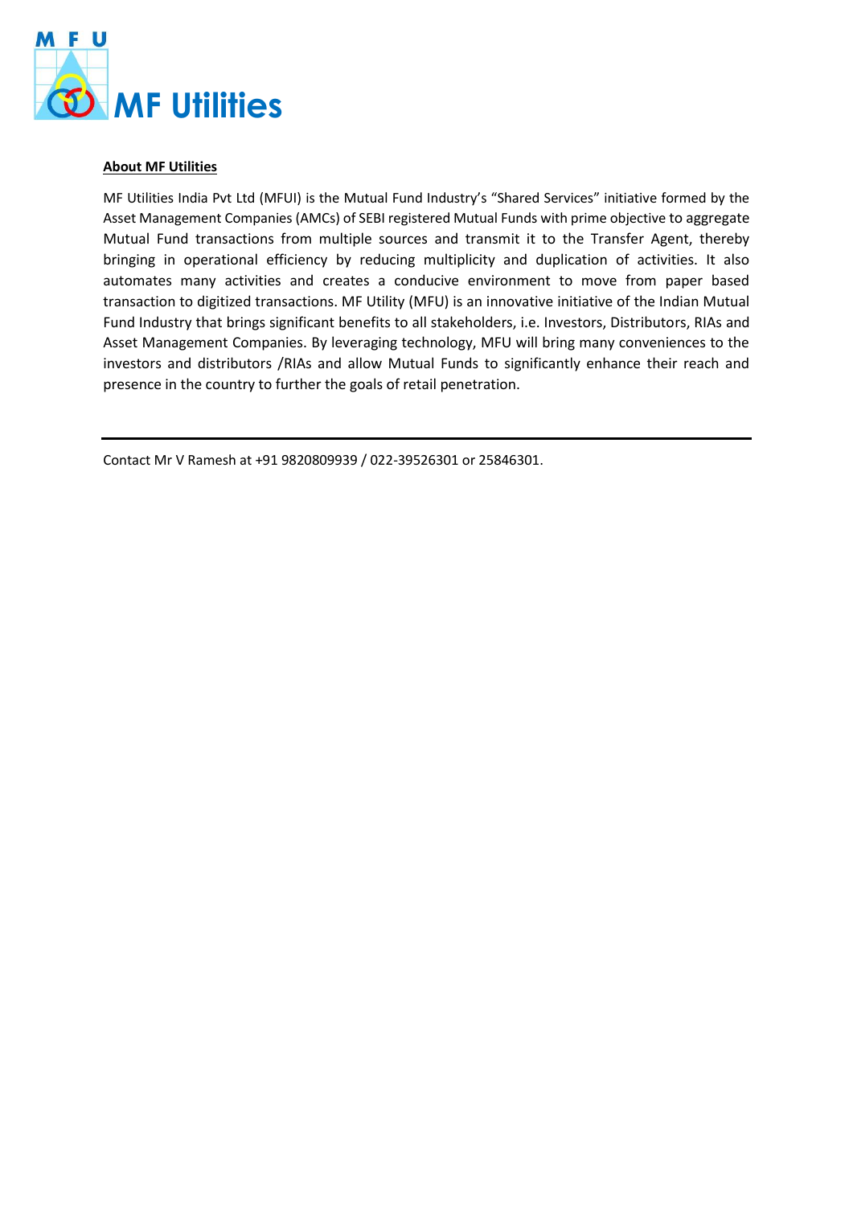MF Utilities

**About MF Utilities**

MF Utilities India Pvt Ltd (MFUI) is the Mutual Fund Industry's "Shared Services" initiative formed by the Asset Management Companies (AMCs) of SEBI registered Mutual Funds with prime objective to aggregate Mutual Fund transactions from multiple sources and transmit it to the Transfer Agent, thereby bringing in operational efficiency by reducing multiplicity and duplication of activities. It also automates many activities and creates a conducive environment to move from paper based transaction to digitized transactions. MF Utility (MFU) is an innovative initiative of the Indian Mutual Fund Industry that brings significant benefits to all stakeholders, i.e. Investors, Distributors, RIAs and Asset Management Companies. By leveraging technology, MFU will bring many conveniences to the investors and distributors /RIAs and allow Mutual Funds to significantly enhance their reach and presence in the country to further the goals of retail penetration.

---

Contact Mr V Ramesh at +91 9820809939 / 022-39526301 or 25846301.